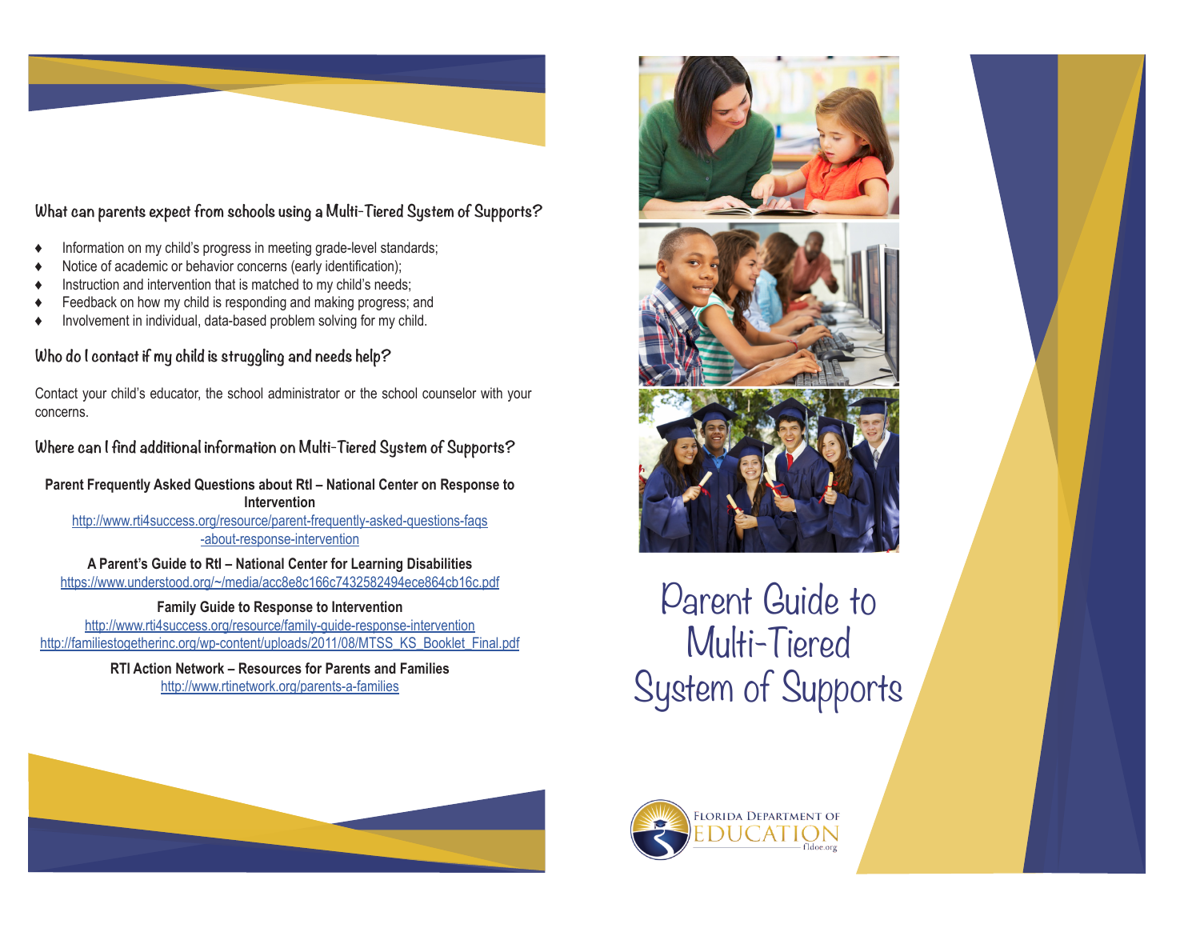## What can parents expect from schools using a Multi-Tiered System of Supports?

- Information on my child's progress in meeting grade-level standards;
- Notice of academic or behavior concerns (early identification);
- Instruction and intervention that is matched to my child's needs;
- Feedback on how my child is responding and making progress; and
- Involvement in individual, data-based problem solving for my child.

## Who do I contact if my child is struggling and needs help?

Contact your child's educator, the school administrator or the school counselor with your concerns.

## Where can I find additional information on Multi-Tiered System of Supports?

**Parent Frequently Asked Questions about RtI – National Center on Response to Intervention**
http://www.rti4success.org/resource/parent-frequently-asked-questions-faqs-about-response-intervention

**A Parent's Guide to RtI – National Center for Learning Disabilities**
https://www.understood.org/~/media/acc8e8c166c7432582494ece864cb16c.pdf

**Family Guide to Response to Intervention**
http://www.rti4success.org/resource/family-guide-response-intervention
http://familiestogetherinc.org/wp-content/uploads/2011/08/MTSS_KS_Booklet_Final.pdf

**RTI Action Network – Resources for Parents and Families**
http://www.rtinetwork.org/parents-a-families

# Parent Guide to Multi-Tiered System of Supports

Florida Department of Education
fldoe.org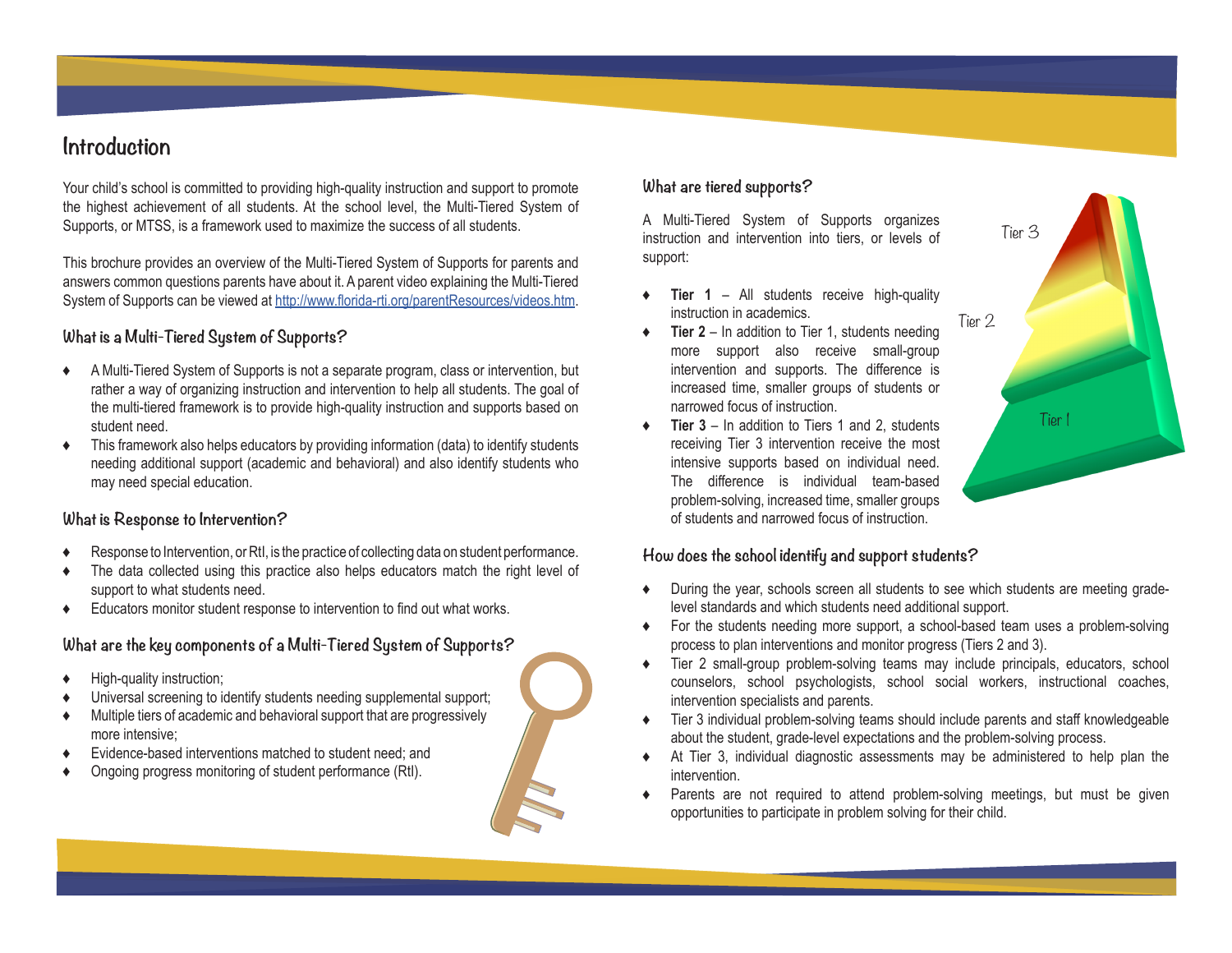# Introduction

Your child's school is committed to providing high-quality instruction and support to promote the highest achievement of all students. At the school level, the Multi-Tiered System of Supports, or MTSS, is a framework used to maximize the success of all students.

This brochure provides an overview of the Multi-Tiered System of Supports for parents and answers common questions parents have about it. A parent video explaining the Multi-Tiered System of Supports can be viewed at http://www.florida-rti.org/parentResources/videos.htm.

## What is a Multi-Tiered System of Supports?

- A Multi-Tiered System of Supports is not a separate program, class or intervention, but rather a way of organizing instruction and intervention to help all students. The goal of the multi-tiered framework is to provide high-quality instruction and supports based on student need.
- This framework also helps educators by providing information (data) to identify students needing additional support (academic and behavioral) and also identify students who may need special education.

## What is Response to Intervention?

- Response to Intervention, or RtI, is the practice of collecting data on student performance.
- The data collected using this practice also helps educators match the right level of support to what students need.
- Educators monitor student response to intervention to find out what works.

## What are the key components of a Multi-Tiered System of Supports?

- High-quality instruction;
- Universal screening to identify students needing supplemental support;
- Multiple tiers of academic and behavioral support that are progressively more intensive;
- Evidence-based interventions matched to student need; and
- Ongoing progress monitoring of student performance (RtI).

## What are tiered supports?

A Multi-Tiered System of Supports organizes instruction and intervention into tiers, or levels of support:

- **Tier 1** – All students receive high-quality instruction in academics.
- **Tier 2** – In addition to Tier 1, students needing more support also receive small-group intervention and supports. The difference is increased time, smaller groups of students or narrowed focus of instruction.
- **Tier 3** – In addition to Tiers 1 and 2, students receiving Tier 3 intervention receive the most intensive supports based on individual need. The difference is individual team-based problem-solving, increased time, smaller groups of students and narrowed focus of instruction.

Tier 3

Tier 2

Tier 1

## How does the school identify and support students?

- During the year, schools screen all students to see which students are meeting grade-level standards and which students need additional support.
- For the students needing more support, a school-based team uses a problem-solving process to plan interventions and monitor progress (Tiers 2 and 3).
- Tier 2 small-group problem-solving teams may include principals, educators, school counselors, school psychologists, school social workers, instructional coaches, intervention specialists and parents.
- Tier 3 individual problem-solving teams should include parents and staff knowledgeable about the student, grade-level expectations and the problem-solving process.
- At Tier 3, individual diagnostic assessments may be administered to help plan the intervention.
- Parents are not required to attend problem-solving meetings, but must be given opportunities to participate in problem solving for their child.